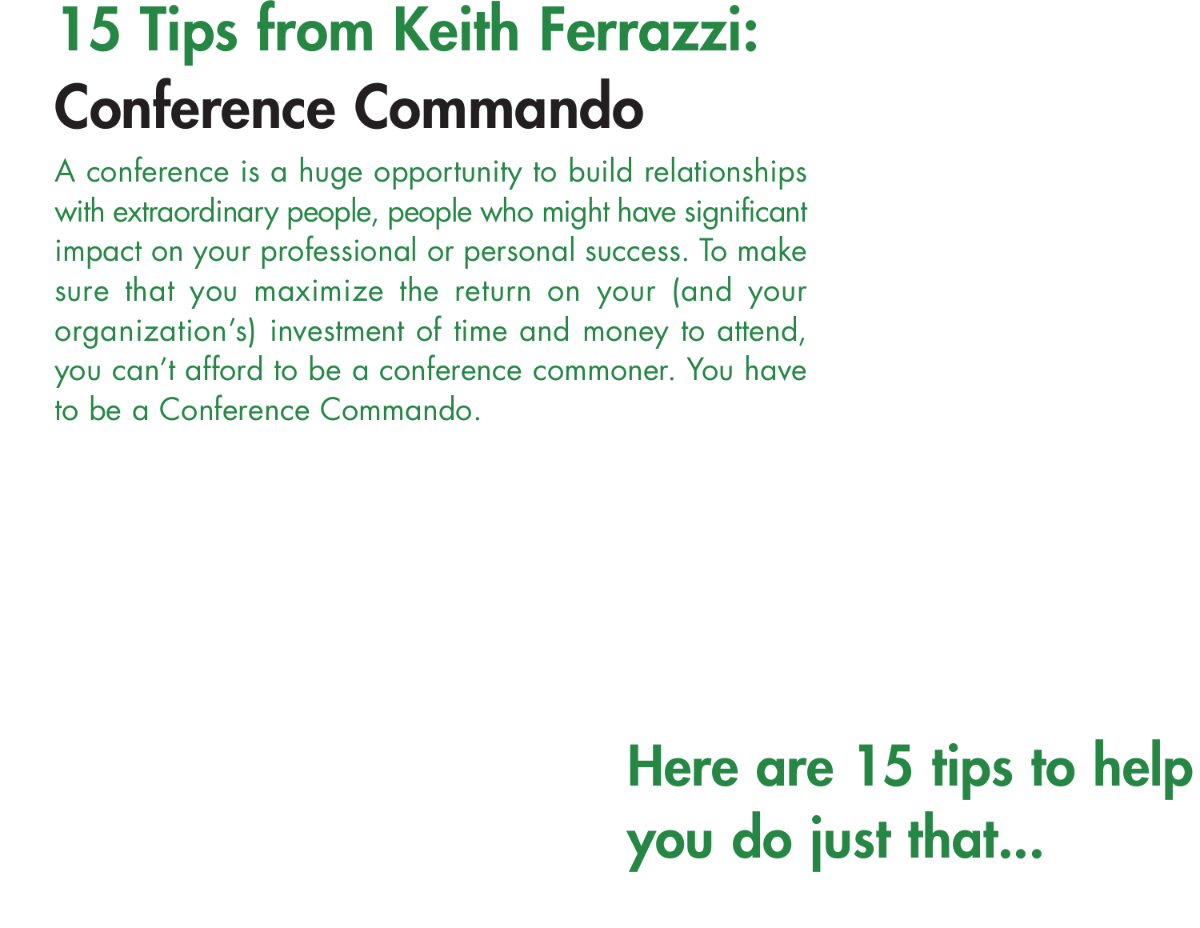# 15 Tips from Keith Ferrazzi: Conference Commando

A conference is a huge opportunity to build relationships with extraordinary people, people who might have significant impact on your professional or personal success. To make sure that you maximize the return on your (and your organization's) investment of time and money to attend, you can't afford to be a conference commoner. You have to be a Conference Commando.

## Here are 15 tips to help you do just that...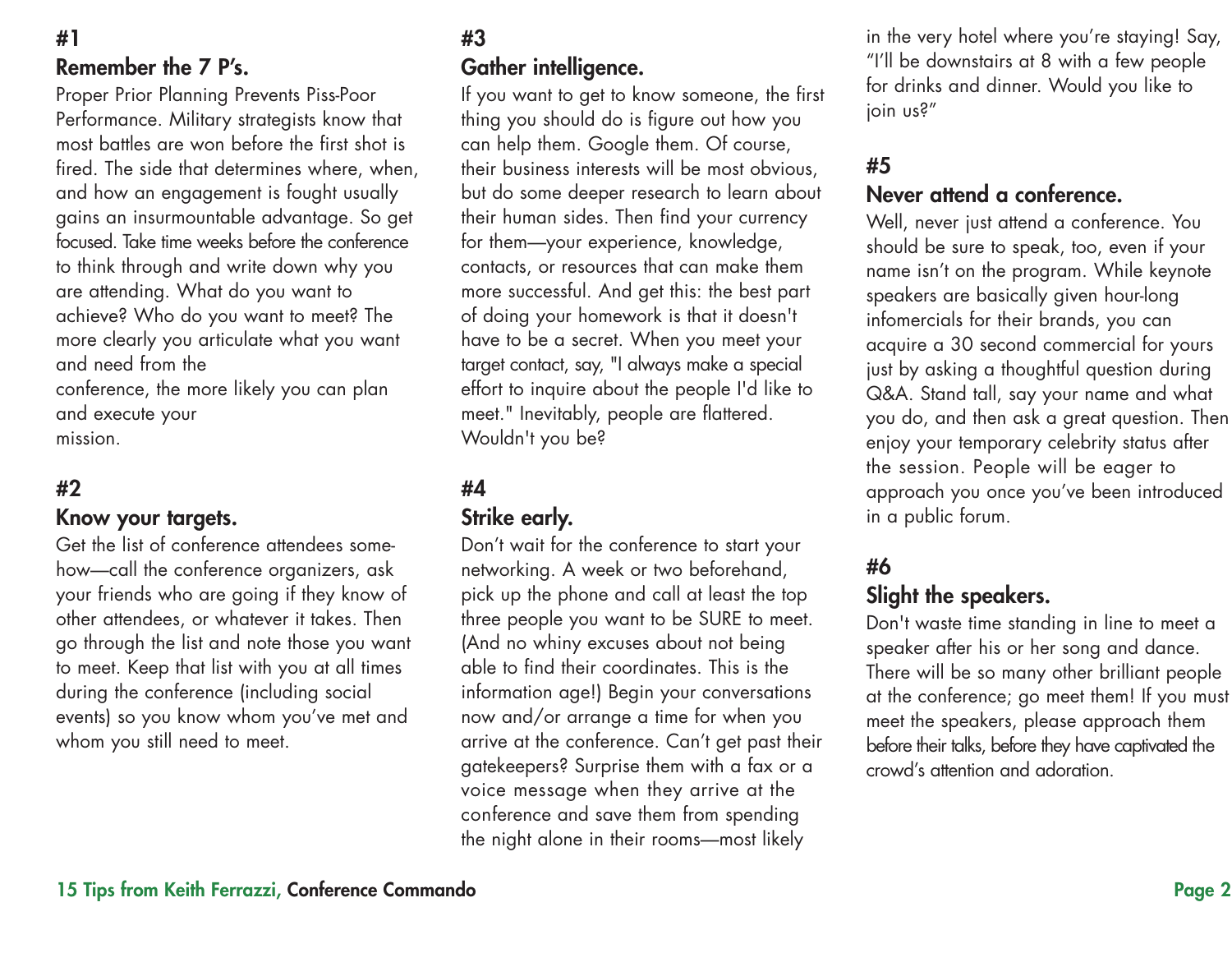## #1

### Remember the 7 P's.

Proper Prior Planning Prevents Piss-Poor Performance. Military strategists know that most battles are won before the first shot is fired. The side that determines where, when, and how an engagement is fought usually gains an insurmountable advantage. So get focused. Take time weeks before the conference to think through and write down why you are attending. What do you want to achieve? Who do you want to meet? The more clearly you articulate what you want and need from the conference, the more likely you can plan and execute your mission.

## #2

### Know your targets.

Get the list of conference attendees somehow—call the conference organizers, ask your friends who are going if they know of other attendees, or whatever it takes. Then go through the list and note those you want to meet. Keep that list with you at all times during the conference (including social events) so you know whom you've met and whom you still need to meet.

## #3

### Gather intelligence.

If you want to get to know someone, the first thing you should do is figure out how you can help them. Google them. Of course, their business interests will be most obvious, but do some deeper research to learn about their human sides. Then find your currency for them—your experience, knowledge, contacts, or resources that can make them more successful. And get this: the best part of doing your homework is that it doesn't have to be a secret. When you meet your target contact, say, "I always make a special effort to inquire about the people I'd like to meet." Inevitably, people are flattered. Wouldn't you be?

## #4

### Strike early.

Don't wait for the conference to start your networking. A week or two beforehand, pick up the phone and call at least the top three people you want to be SURE to meet. (And no whiny excuses about not being able to find their coordinates. This is the information age!) Begin your conversations now and/or arrange a time for when you arrive at the conference. Can't get past their gatekeepers? Surprise them with a fax or a voice message when they arrive at the conference and save them from spending the night alone in their rooms—most likely in the very hotel where you're staying! Say, "I'll be downstairs at 8 with a few people for drinks and dinner. Would you like to join us?"

## #5

### Never attend a conference.

Well, never just attend a conference. You should be sure to speak, too, even if your name isn't on the program. While keynote speakers are basically given hour-long infomercials for their brands, you can acquire a 30 second commercial for yours just by asking a thoughtful question during Q&A. Stand tall, say your name and what you do, and then ask a great question. Then enjoy your temporary celebrity status after the session. People will be eager to approach you once you've been introduced in a public forum.

## #6

### Slight the speakers.

Don't waste time standing in line to meet a speaker after his or her song and dance. There will be so many other brilliant people at the conference; go meet them! If you must meet the speakers, please approach them before their talks, before they have captivated the crowd's attention and adoration.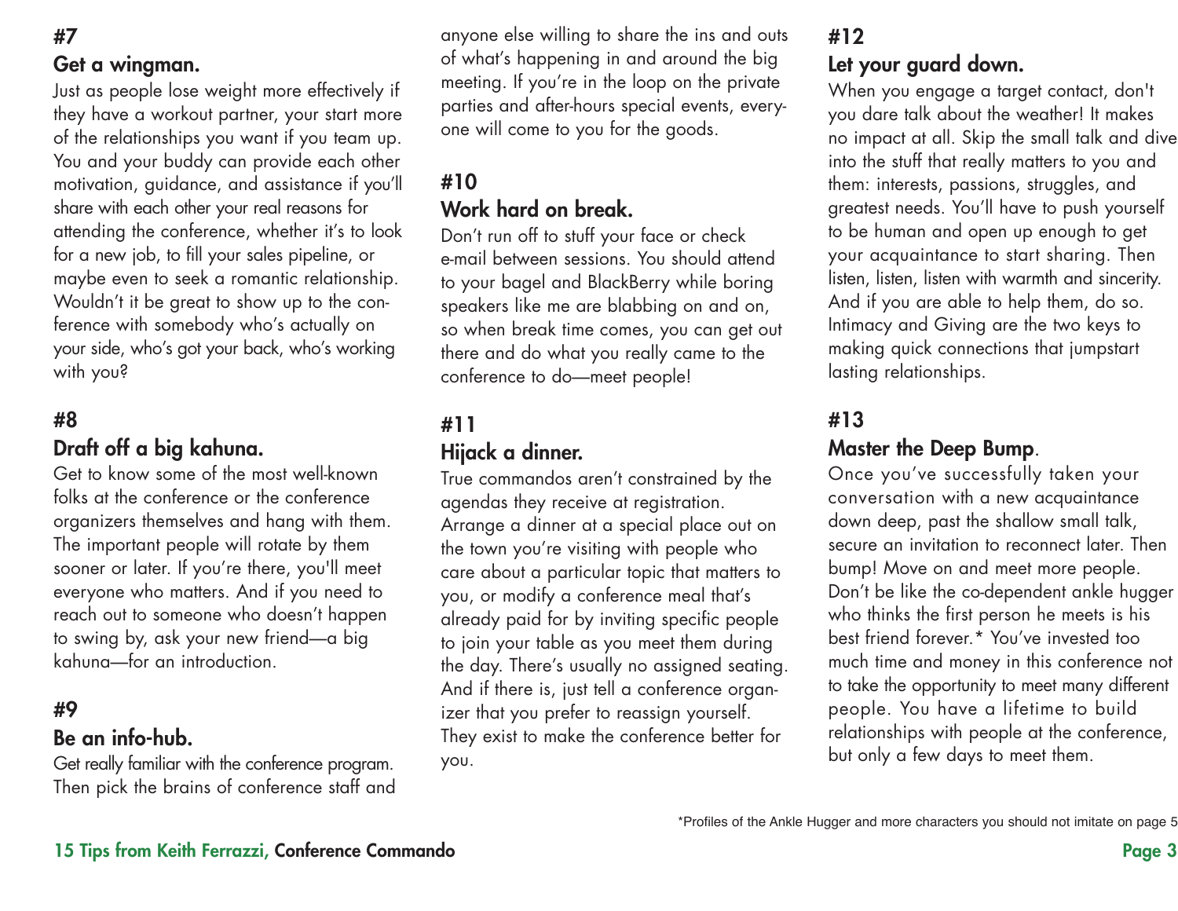## #7

### Get a wingman.

Just as people lose weight more effectively if they have a workout partner, your start more of the relationships you want if you team up. You and your buddy can provide each other motivation, guidance, and assistance if you'll share with each other your real reasons for attending the conference, whether it's to look for a new job, to fill your sales pipeline, or maybe even to seek a romantic relationship. Wouldn't it be great to show up to the conference with somebody who's actually on your side, who's got your back, who's working with you?

## #8

### Draft off a big kahuna.

Get to know some of the most well-known folks at the conference or the conference organizers themselves and hang with them. The important people will rotate by them sooner or later. If you're there, you'll meet everyone who matters. And if you need to reach out to someone who doesn't happen to swing by, ask your new friend—a big kahuna—for an introduction.

## #9

### Be an info-hub.

Get really familiar with the conference program. Then pick the brains of conference staff and anyone else willing to share the ins and outs of what's happening in and around the big meeting. If you're in the loop on the private parties and after-hours special events, everyone will come to you for the goods.

## #10

### Work hard on break.

Don't run off to stuff your face or check e-mail between sessions. You should attend to your bagel and BlackBerry while boring speakers like me are blabbing on and on, so when break time comes, you can get out there and do what you really came to the conference to do—meet people!

## #11

### Hijack a dinner.

True commandos aren't constrained by the agendas they receive at registration. Arrange a dinner at a special place out on the town you're visiting with people who care about a particular topic that matters to you, or modify a conference meal that's already paid for by inviting specific people to join your table as you meet them during the day. There's usually no assigned seating. And if there is, just tell a conference organizer that you prefer to reassign yourself. They exist to make the conference better for you.

## #12

### Let your guard down.

When you engage a target contact, don't you dare talk about the weather! It makes no impact at all. Skip the small talk and dive into the stuff that really matters to you and them: interests, passions, struggles, and greatest needs. You'll have to push yourself to be human and open up enough to get your acquaintance to start sharing. Then listen, listen, listen with warmth and sincerity. And if you are able to help them, do so. Intimacy and Giving are the two keys to making quick connections that jumpstart lasting relationships.

## #13

### Master the Deep Bump.

Once you've successfully taken your conversation with a new acquaintance down deep, past the shallow small talk, secure an invitation to reconnect later. Then bump! Move on and meet more people. Don't be like the co-dependent ankle hugger who thinks the first person he meets is his best friend forever.* You've invested too much time and money in this conference not to take the opportunity to meet many different people. You have a lifetime to build relationships with people at the conference, but only a few days to meet them.

*Profiles of the Ankle Hugger and more characters you should not imitate on page 5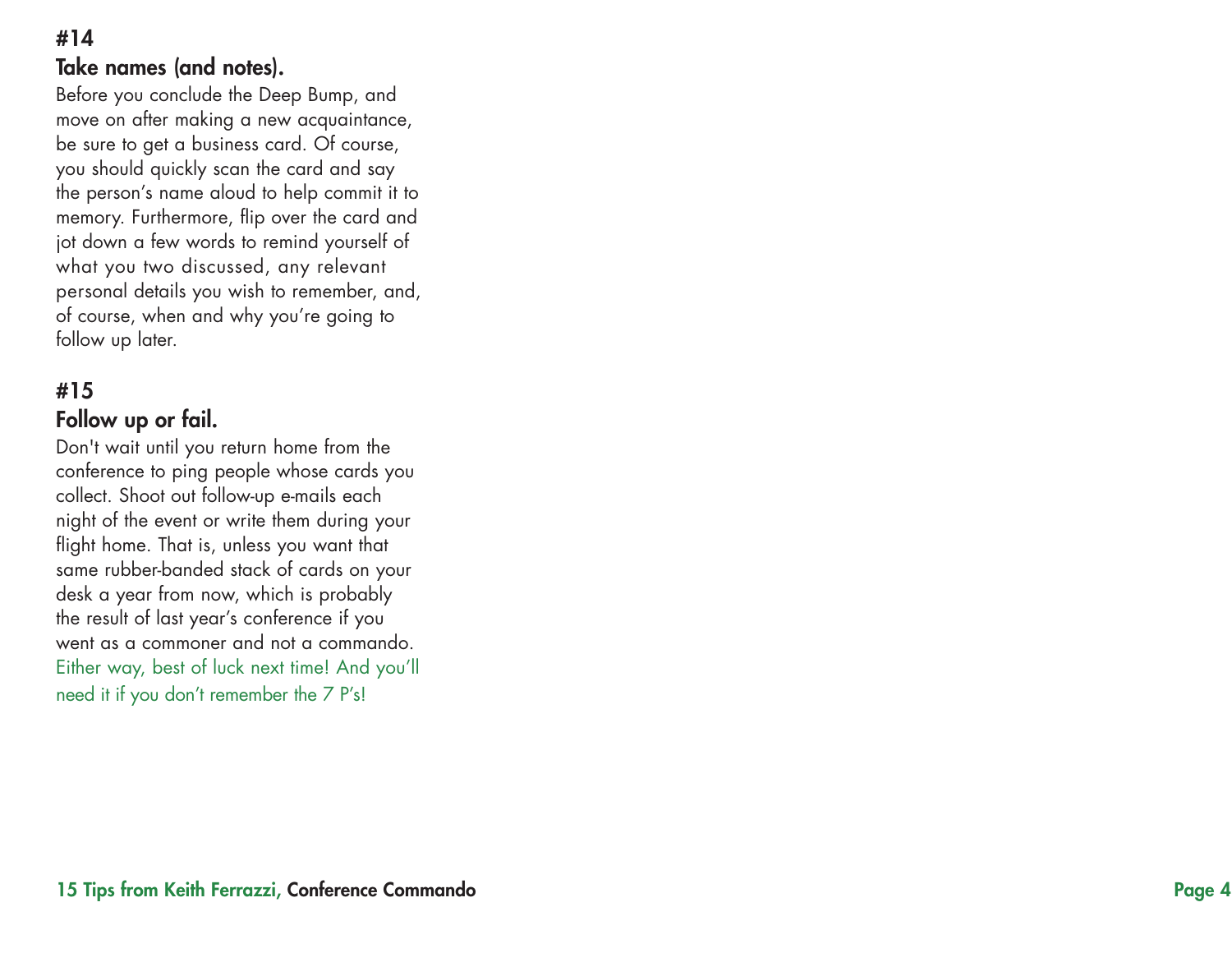## #14

### Take names (and notes).

Before you conclude the Deep Bump, and move on after making a new acquaintance, be sure to get a business card. Of course, you should quickly scan the card and say the person's name aloud to help commit it to memory. Furthermore, flip over the card and jot down a few words to remind yourself of what you two discussed, any relevant personal details you wish to remember, and, of course, when and why you're going to follow up later.

## #15

### Follow up or fail.

Don't wait until you return home from the conference to ping people whose cards you collect. Shoot out follow-up e-mails each night of the event or write them during your flight home. That is, unless you want that same rubber-banded stack of cards on your desk a year from now, which is probably the result of last year's conference if you went as a commoner and not a commando. Either way, best of luck next time! And you'll need it if you don't remember the 7 P's!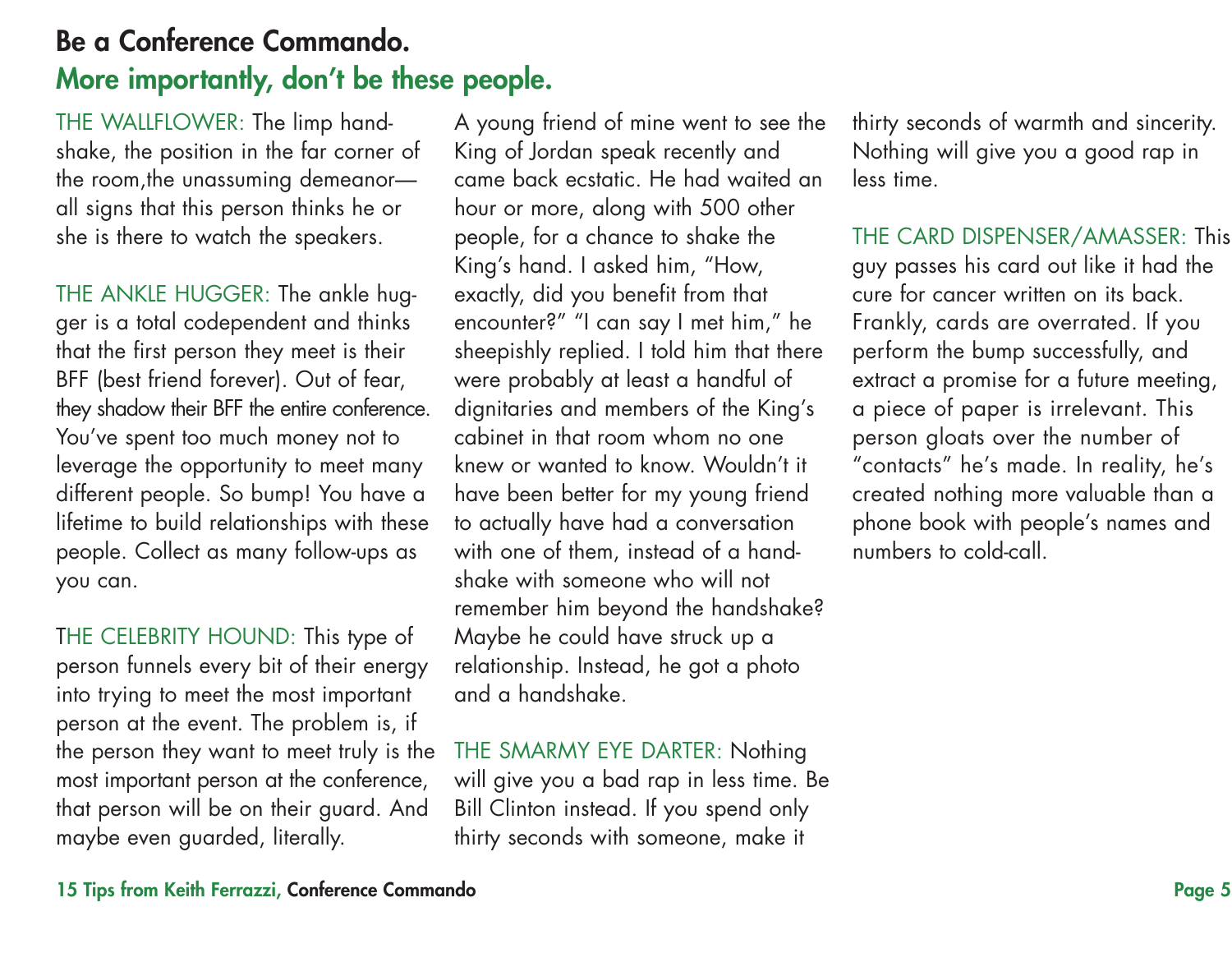## Be a Conference Commando.

## More importantly, don't be these people.

THE WALLFLOWER: The limp handshake, the position in the far corner of the room,the unassuming demeanor—all signs that this person thinks he or she is there to watch the speakers.

THE ANKLE HUGGER: The ankle hugger is a total codependent and thinks that the first person they meet is their BFF (best friend forever). Out of fear, they shadow their BFF the entire conference. You've spent too much money not to leverage the opportunity to meet many different people. So bump! You have a lifetime to build relationships with these people. Collect as many follow-ups as you can.

THE CELEBRITY HOUND: This type of person funnels every bit of their energy into trying to meet the most important person at the event. The problem is, if the person they want to meet truly is the most important person at the conference, that person will be on their guard. And maybe even guarded, literally.

A young friend of mine went to see the King of Jordan speak recently and came back ecstatic. He had waited an hour or more, along with 500 other people, for a chance to shake the King's hand. I asked him, "How, exactly, did you benefit from that encounter?" "I can say I met him," he sheepishly replied. I told him that there were probably at least a handful of dignitaries and members of the King's cabinet in that room whom no one knew or wanted to know. Wouldn't it have been better for my young friend to actually have had a conversation with one of them, instead of a handshake with someone who will not remember him beyond the handshake? Maybe he could have struck up a relationship. Instead, he got a photo and a handshake.

THE SMARMY EYE DARTER: Nothing will give you a bad rap in less time. Be Bill Clinton instead. If you spend only thirty seconds with someone, make it thirty seconds of warmth and sincerity. Nothing will give you a good rap in less time.

THE CARD DISPENSER/AMASSER: This guy passes his card out like it had the cure for cancer written on its back. Frankly, cards are overrated. If you perform the bump successfully, and extract a promise for a future meeting, a piece of paper is irrelevant. This person gloats over the number of "contacts" he's made. In reality, he's created nothing more valuable than a phone book with people's names and numbers to cold-call.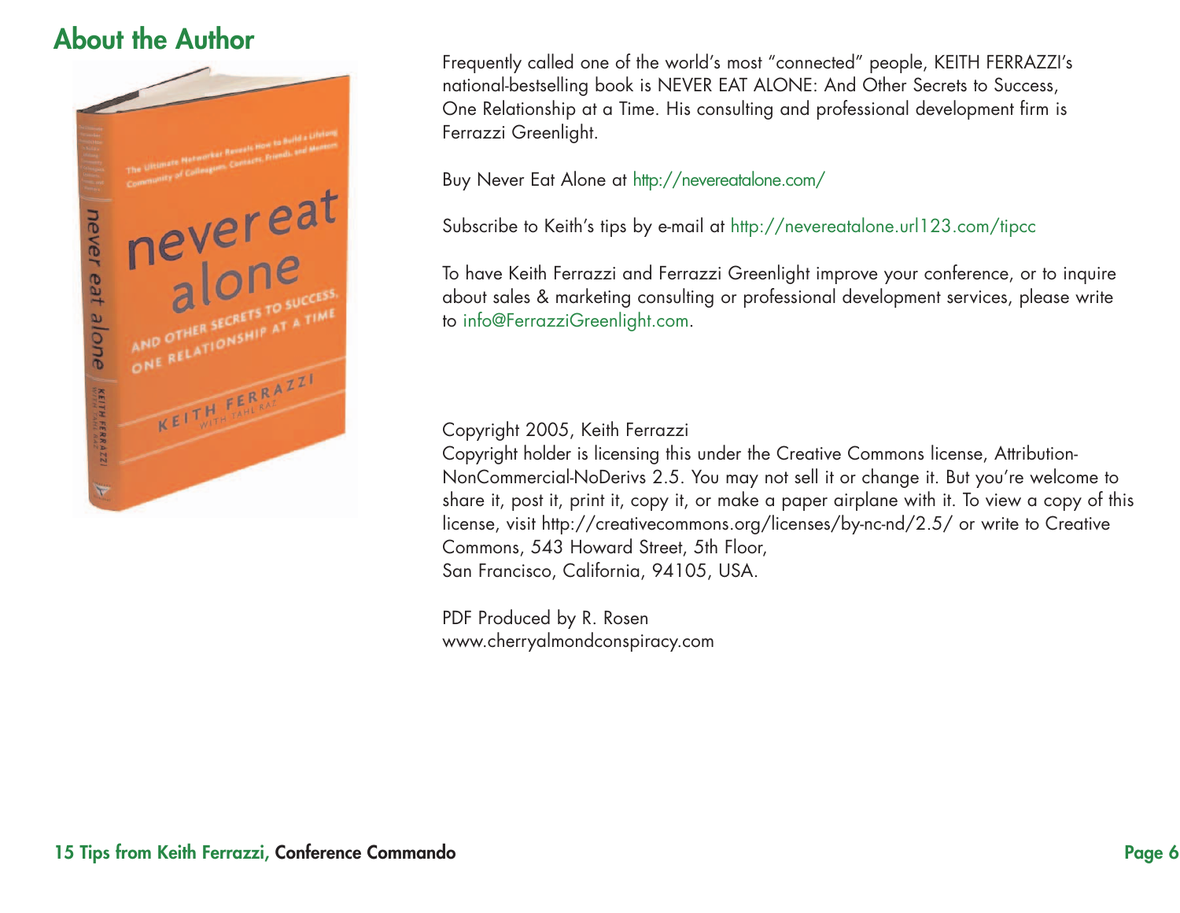## About the Author

Frequently called one of the world's most "connected" people, KEITH FERRAZZI's national-bestselling book is NEVER EAT ALONE: And Other Secrets to Success, One Relationship at a Time. His consulting and professional development firm is Ferrazzi Greenlight.

Buy Never Eat Alone at http://nevereatalone.com/

Subscribe to Keith's tips by e-mail at http://nevereatalone.url123.com/tipcc

To have Keith Ferrazzi and Ferrazzi Greenlight improve your conference, or to inquire about sales & marketing consulting or professional development services, please write to info@FerrazziGreenlight.com.

Copyright 2005, Keith Ferrazzi
Copyright holder is licensing this under the Creative Commons license, Attribution-NonCommercial-NoDerivs 2.5. You may not sell it or change it. But you're welcome to share it, post it, print it, copy it, or make a paper airplane with it. To view a copy of this license, visit http://creativecommons.org/licenses/by-nc-nd/2.5/ or write to Creative Commons, 543 Howard Street, 5th Floor,
San Francisco, California, 94105, USA.

PDF Produced by R. Rosen
www.cherryalmondconspiracy.com